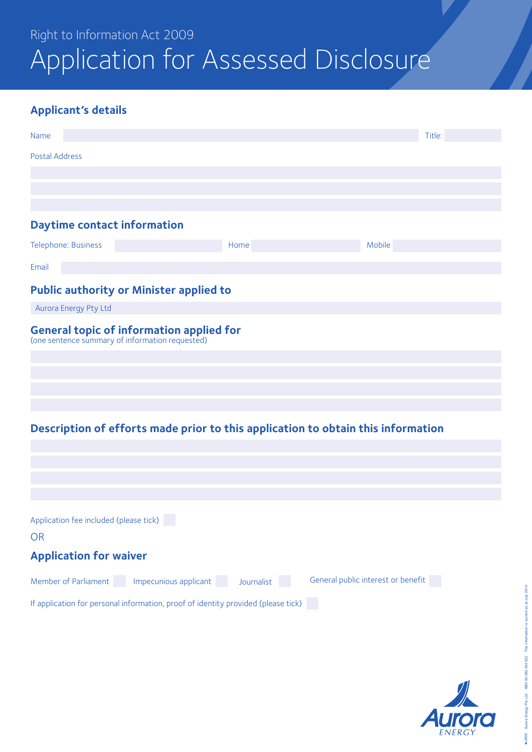Right to Information Act 2009

# Application for Assessed Disclosure

## Applicant's details

Name Title:

Postal Address

## Daytime contact information

Telephone: Business Home Mobile

Email

## Public authority or Minister applied to

Aurora Energy Pty Ltd

## General topic of information applied for

(one sentence summary of information requested)

## Description of efforts made prior to this application to obtain this information

Application fee included (please tick)

OR

## Application for waiver

Member of Parliament Impecunious applicant Journalist General public interest or benefit

If application for personal information, proof of identity provided (please tick)

Aurora ENERGY

0605 Aurora Energy Pty Ltd ABN 85 082 464 622 The information is current as at July 2014.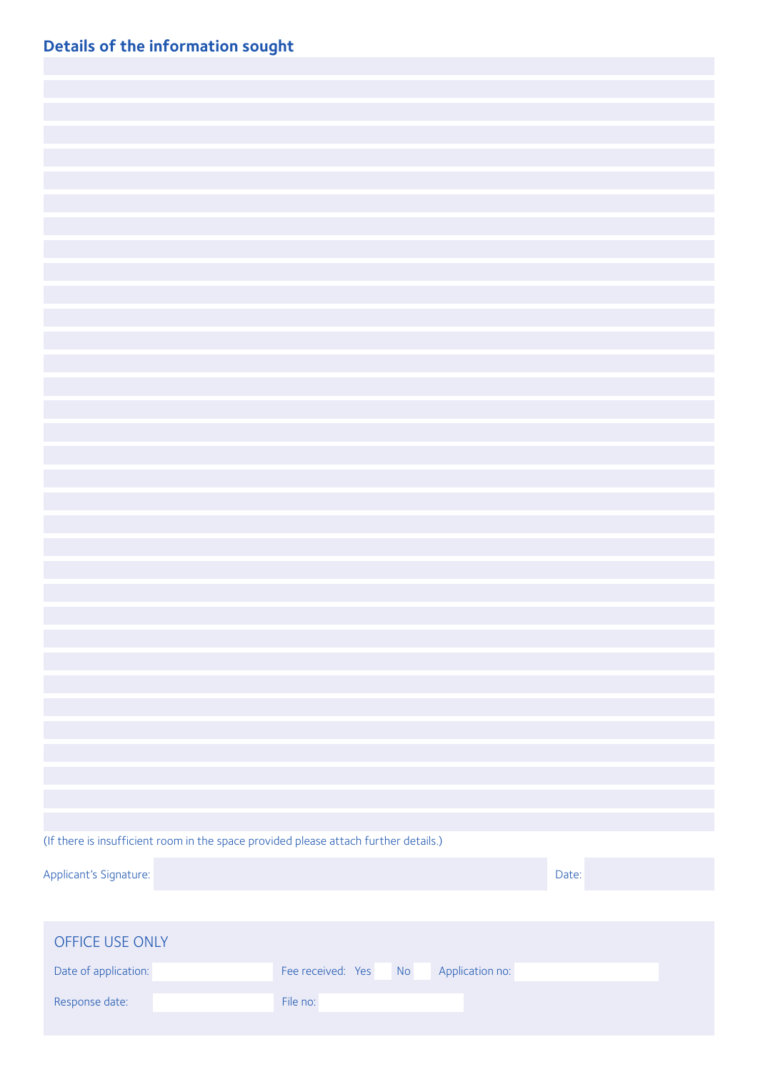## Details of the information sought

(If there is insufficient room in the space provided please attach further details.)

Applicant's Signature: Date:

OFFICE USE ONLY

Date of application: Fee received: Yes No Application no:

Response date: File no: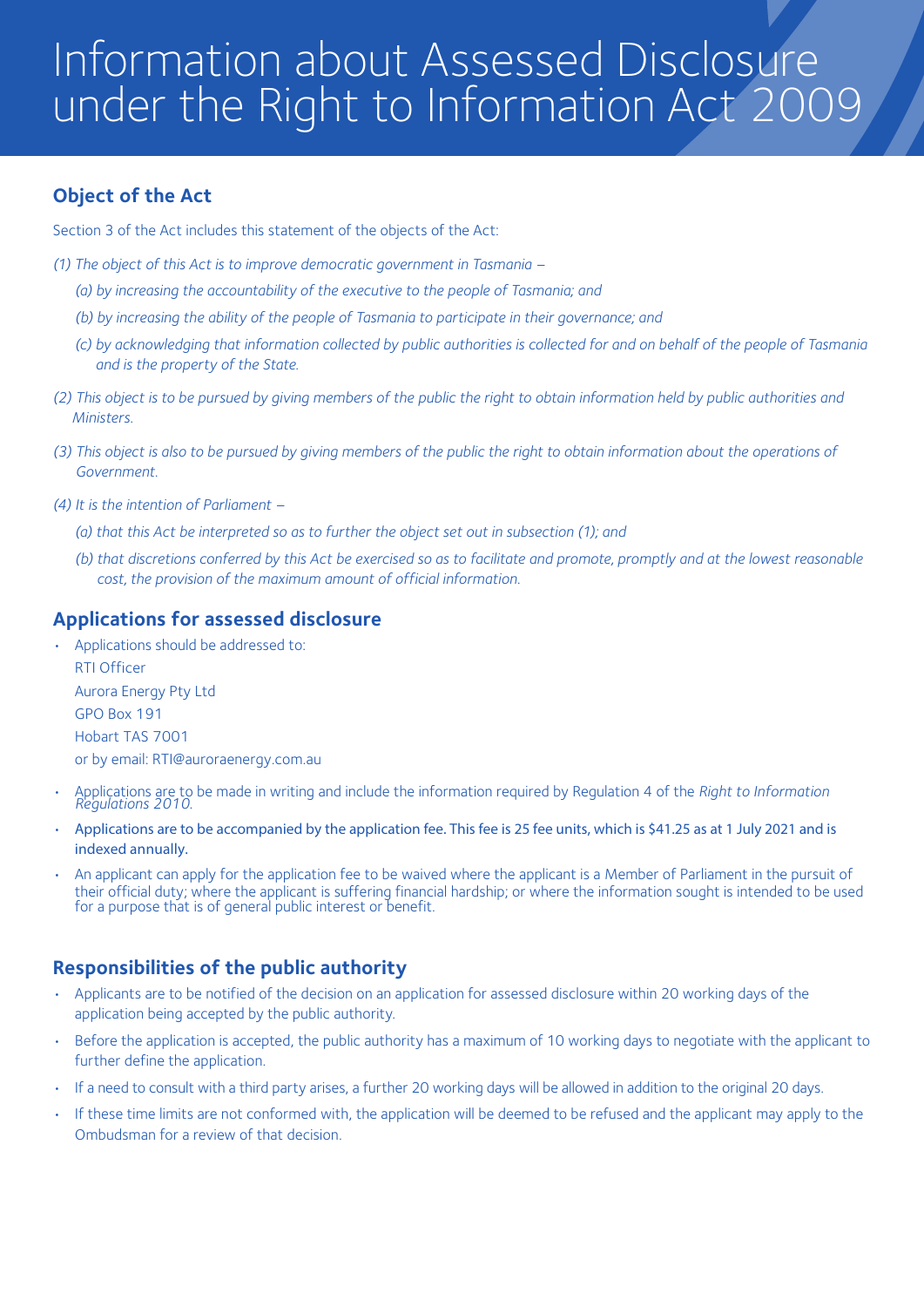# Information about Assessed Disclosure under the Right to Information Act 2009

## Object of the Act

Section 3 of the Act includes this statement of the objects of the Act:

*(1) The object of this Act is to improve democratic government in Tasmania –*

*(a) by increasing the accountability of the executive to the people of Tasmania; and*

*(b) by increasing the ability of the people of Tasmania to participate in their governance; and*

*(c) by acknowledging that information collected by public authorities is collected for and on behalf of the people of Tasmania and is the property of the State.*

*(2) This object is to be pursued by giving members of the public the right to obtain information held by public authorities and Ministers.*

*(3) This object is also to be pursued by giving members of the public the right to obtain information about the operations of Government.*

*(4) It is the intention of Parliament –*

*(a) that this Act be interpreted so as to further the object set out in subsection (1); and*

*(b) that discretions conferred by this Act be exercised so as to facilitate and promote, promptly and at the lowest reasonable cost, the provision of the maximum amount of official information.*

## Applications for assessed disclosure

- Applications should be addressed to:
  RTI Officer
  Aurora Energy Pty Ltd
  GPO Box 191
  Hobart TAS 7001
  or by email: RTI@auroraenergy.com.au
- Applications are to be made in writing and include the information required by Regulation 4 of the *Right to Information Regulations 2010.*
- Applications are to be accompanied by the application fee. This fee is 25 fee units, which is $41.25 as at 1 July 2021 and is indexed annually.
- An applicant can apply for the application fee to be waived where the applicant is a Member of Parliament in the pursuit of their official duty; where the applicant is suffering financial hardship; or where the information sought is intended to be used for a purpose that is of general public interest or benefit.

## Responsibilities of the public authority

- Applicants are to be notified of the decision on an application for assessed disclosure within 20 working days of the application being accepted by the public authority.
- Before the application is accepted, the public authority has a maximum of 10 working days to negotiate with the applicant to further define the application.
- If a need to consult with a third party arises, a further 20 working days will be allowed in addition to the original 20 days.
- If these time limits are not conformed with, the application will be deemed to be refused and the applicant may apply to the Ombudsman for a review of that decision.